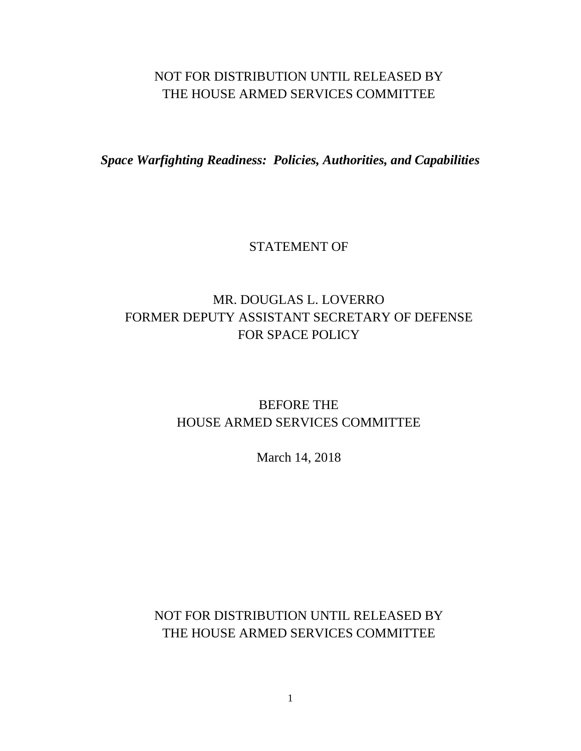NOT FOR DISTRIBUTION UNTIL RELEASED BY
THE HOUSE ARMED SERVICES COMMITTEE

***Space Warfighting Readiness: Policies, Authorities, and Capabilities***

STATEMENT OF

MR. DOUGLAS L. LOVERRO
FORMER DEPUTY ASSISTANT SECRETARY OF DEFENSE
FOR SPACE POLICY

BEFORE THE
HOUSE ARMED SERVICES COMMITTEE

March 14, 2018

NOT FOR DISTRIBUTION UNTIL RELEASED BY
THE HOUSE ARMED SERVICES COMMITTEE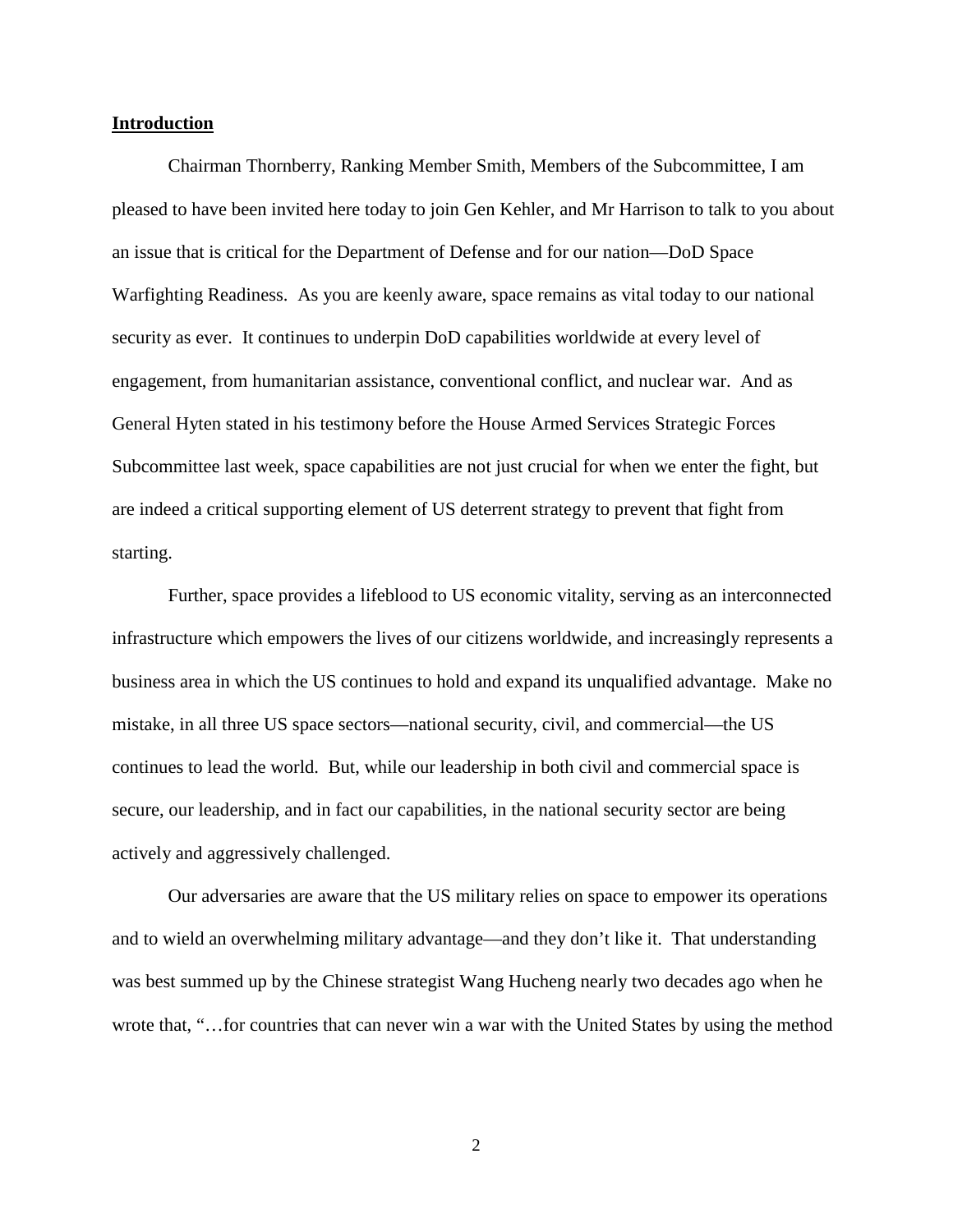**Introduction**

Chairman Thornberry, Ranking Member Smith, Members of the Subcommittee, I am pleased to have been invited here today to join Gen Kehler, and Mr Harrison to talk to you about an issue that is critical for the Department of Defense and for our nation—DoD Space Warfighting Readiness. As you are keenly aware, space remains as vital today to our national security as ever. It continues to underpin DoD capabilities worldwide at every level of engagement, from humanitarian assistance, conventional conflict, and nuclear war. And as General Hyten stated in his testimony before the House Armed Services Strategic Forces Subcommittee last week, space capabilities are not just crucial for when we enter the fight, but are indeed a critical supporting element of US deterrent strategy to prevent that fight from starting.

Further, space provides a lifeblood to US economic vitality, serving as an interconnected infrastructure which empowers the lives of our citizens worldwide, and increasingly represents a business area in which the US continues to hold and expand its unqualified advantage. Make no mistake, in all three US space sectors—national security, civil, and commercial—the US continues to lead the world. But, while our leadership in both civil and commercial space is secure, our leadership, and in fact our capabilities, in the national security sector are being actively and aggressively challenged.

Our adversaries are aware that the US military relies on space to empower its operations and to wield an overwhelming military advantage—and they don't like it. That understanding was best summed up by the Chinese strategist Wang Hucheng nearly two decades ago when he wrote that, "…for countries that can never win a war with the United States by using the method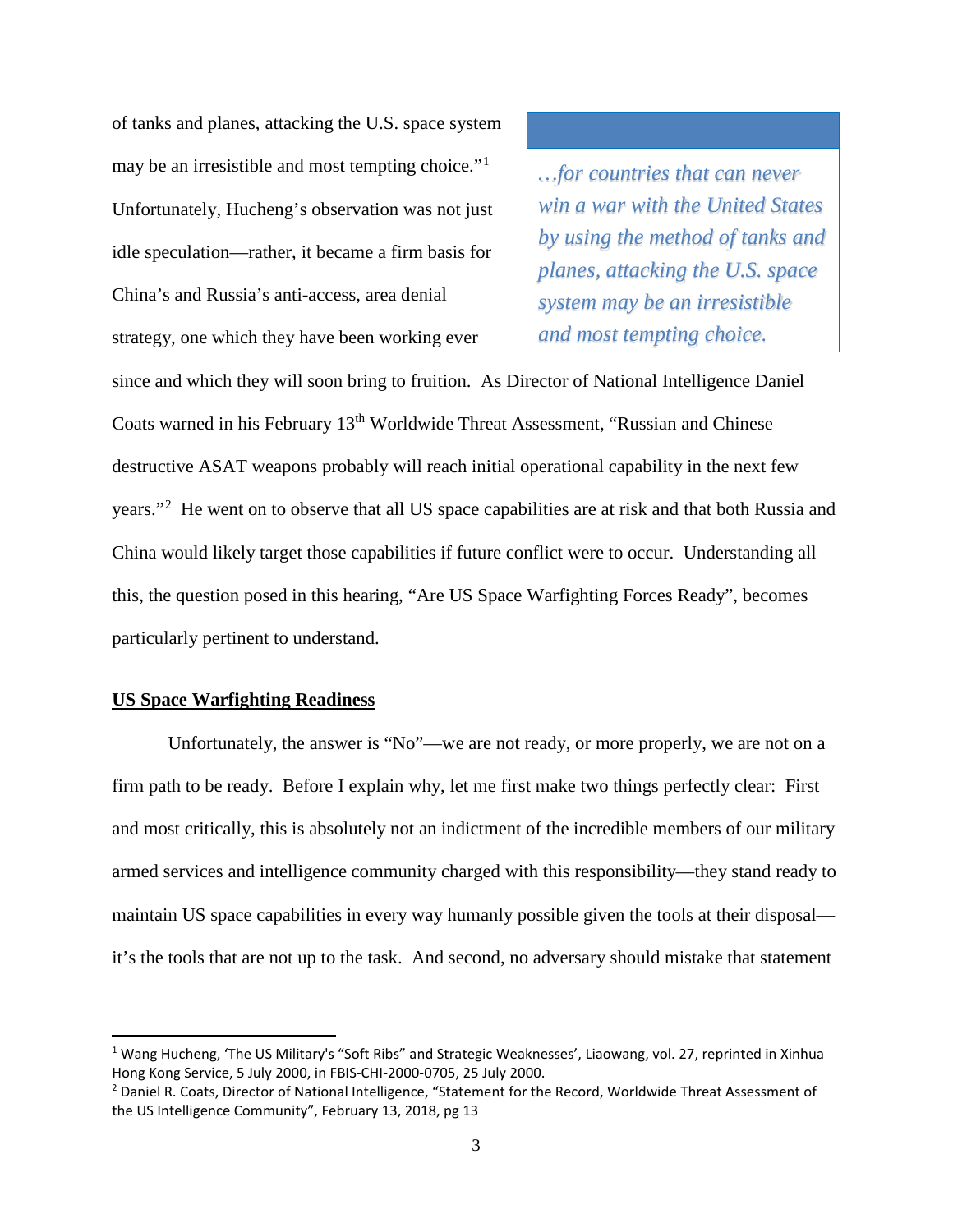of tanks and planes, attacking the U.S. space system may be an irresistible and most tempting choice."[1] Unfortunately, Hucheng's observation was not just idle speculation—rather, it became a firm basis for China's and Russia's anti-access, area denial strategy, one which they have been working ever since and which they will soon bring to fruition. As Director of National Intelligence Daniel Coats warned in his February 13th Worldwide Threat Assessment, "Russian and Chinese destructive ASAT weapons probably will reach initial operational capability in the next few years."[2] He went on to observe that all US space capabilities are at risk and that both Russia and China would likely target those capabilities if future conflict were to occur. Understanding all this, the question posed in this hearing, "Are US Space Warfighting Forces Ready", becomes particularly pertinent to understand.

> *…for countries that can never win a war with the United States by using the method of tanks and planes, attacking the U.S. space system may be an irresistible and most tempting choice.*

**US Space Warfighting Readiness**

Unfortunately, the answer is "No"—we are not ready, or more properly, we are not on a firm path to be ready. Before I explain why, let me first make two things perfectly clear: First and most critically, this is absolutely not an indictment of the incredible members of our military armed services and intelligence community charged with this responsibility—they stand ready to maintain US space capabilities in every way humanly possible given the tools at their disposal—it's the tools that are not up to the task. And second, no adversary should mistake that statement

---

[1] Wang Hucheng, 'The US Military's "Soft Ribs" and Strategic Weaknesses', Liaowang, vol. 27, reprinted in Xinhua Hong Kong Service, 5 July 2000, in FBIS-CHI-2000-0705, 25 July 2000.

[2] Daniel R. Coats, Director of National Intelligence, "Statement for the Record, Worldwide Threat Assessment of the US Intelligence Community", February 13, 2018, pg 13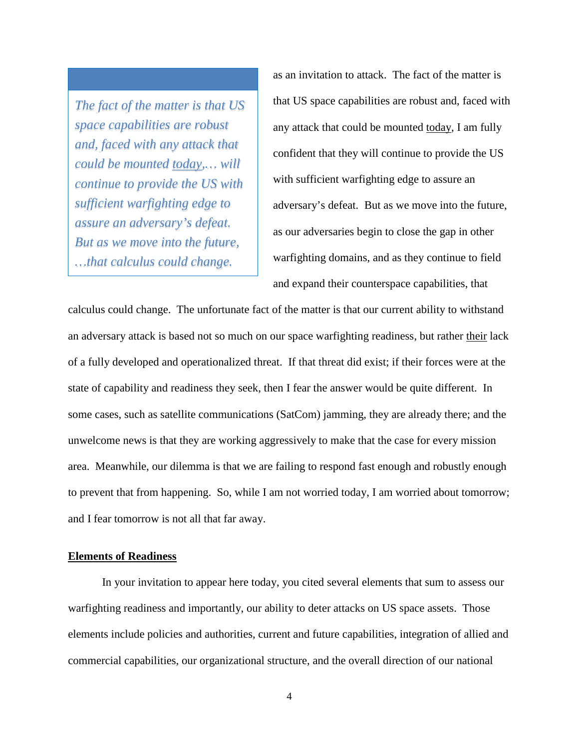> *The fact of the matter is that US space capabilities are robust and, faced with any attack that could be mounted <u>today</u>,… will continue to provide the US with sufficient warfighting edge to assure an adversary's defeat. But as we move into the future, …that calculus could change.*

as an invitation to attack. The fact of the matter is that US space capabilities are robust and, faced with any attack that could be mounted <u>today</u>, I am fully confident that they will continue to provide the US with sufficient warfighting edge to assure an adversary's defeat. But as we move into the future, as our adversaries begin to close the gap in other warfighting domains, and as they continue to field and expand their counterspace capabilities, that calculus could change. The unfortunate fact of the matter is that our current ability to withstand an adversary attack is based not so much on our space warfighting readiness, but rather <u>their</u> lack of a fully developed and operationalized threat. If that threat did exist; if their forces were at the state of capability and readiness they seek, then I fear the answer would be quite different. In some cases, such as satellite communications (SatCom) jamming, they are already there; and the unwelcome news is that they are working aggressively to make that the case for every mission area. Meanwhile, our dilemma is that we are failing to respond fast enough and robustly enough to prevent that from happening. So, while I am not worried today, I am worried about tomorrow; and I fear tomorrow is not all that far away.

## Elements of Readiness

In your invitation to appear here today, you cited several elements that sum to assess our warfighting readiness and importantly, our ability to deter attacks on US space assets. Those elements include policies and authorities, current and future capabilities, integration of allied and commercial capabilities, our organizational structure, and the overall direction of our national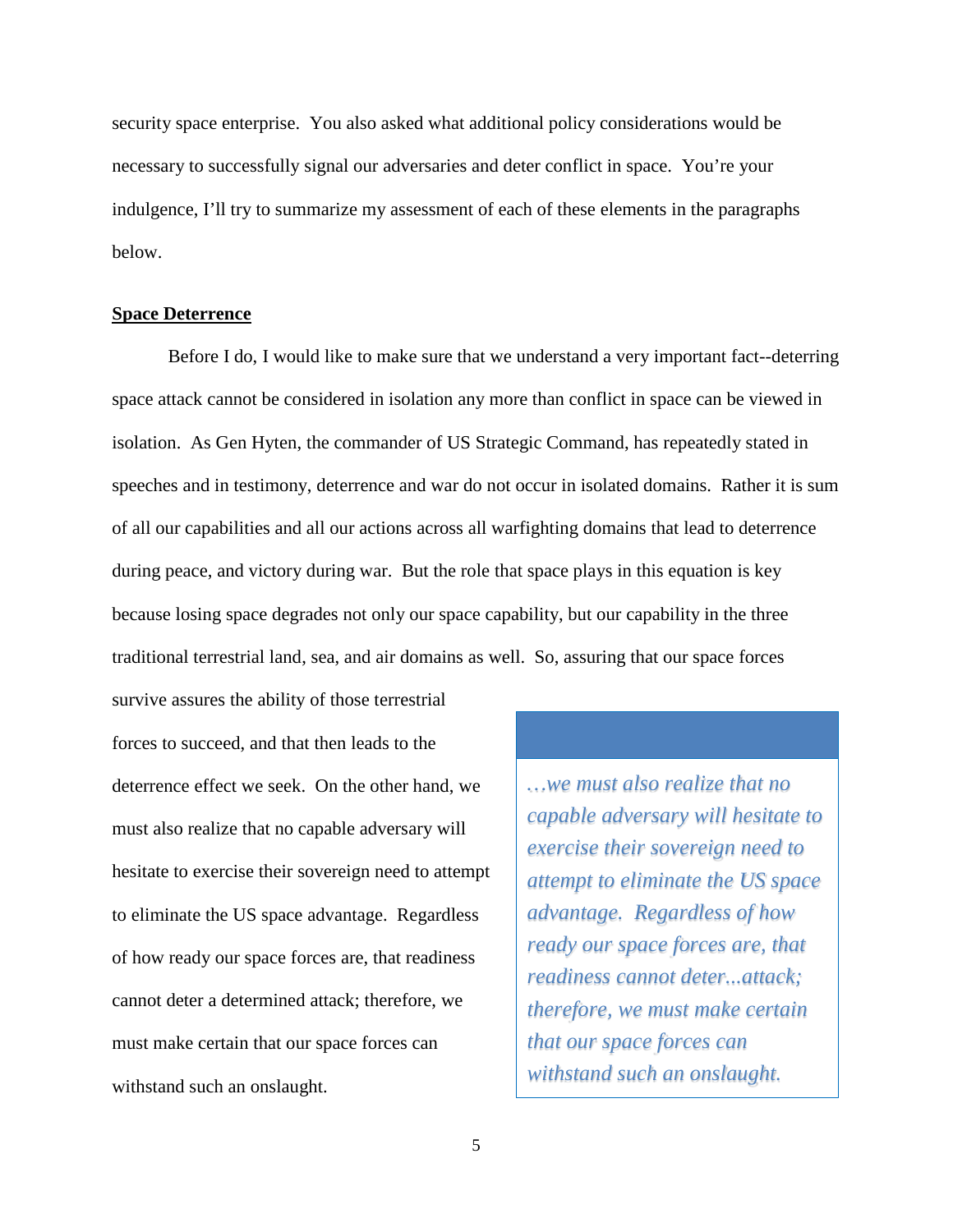security space enterprise. You also asked what additional policy considerations would be necessary to successfully signal our adversaries and deter conflict in space. You're your indulgence, I'll try to summarize my assessment of each of these elements in the paragraphs below.

**Space Deterrence**

Before I do, I would like to make sure that we understand a very important fact--deterring space attack cannot be considered in isolation any more than conflict in space can be viewed in isolation. As Gen Hyten, the commander of US Strategic Command, has repeatedly stated in speeches and in testimony, deterrence and war do not occur in isolated domains. Rather it is sum of all our capabilities and all our actions across all warfighting domains that lead to deterrence during peace, and victory during war. But the role that space plays in this equation is key because losing space degrades not only our space capability, but our capability in the three traditional terrestrial land, sea, and air domains as well. So, assuring that our space forces survive assures the ability of those terrestrial forces to succeed, and that then leads to the deterrence effect we seek. On the other hand, we must also realize that no capable adversary will hesitate to exercise their sovereign need to attempt to eliminate the US space advantage. Regardless of how ready our space forces are, that readiness cannot deter a determined attack; therefore, we must make certain that our space forces can withstand such an onslaught.

> *…we must also realize that no capable adversary will hesitate to exercise their sovereign need to attempt to eliminate the US space advantage. Regardless of how ready our space forces are, that readiness cannot deter...attack; therefore, we must make certain that our space forces can withstand such an onslaught.*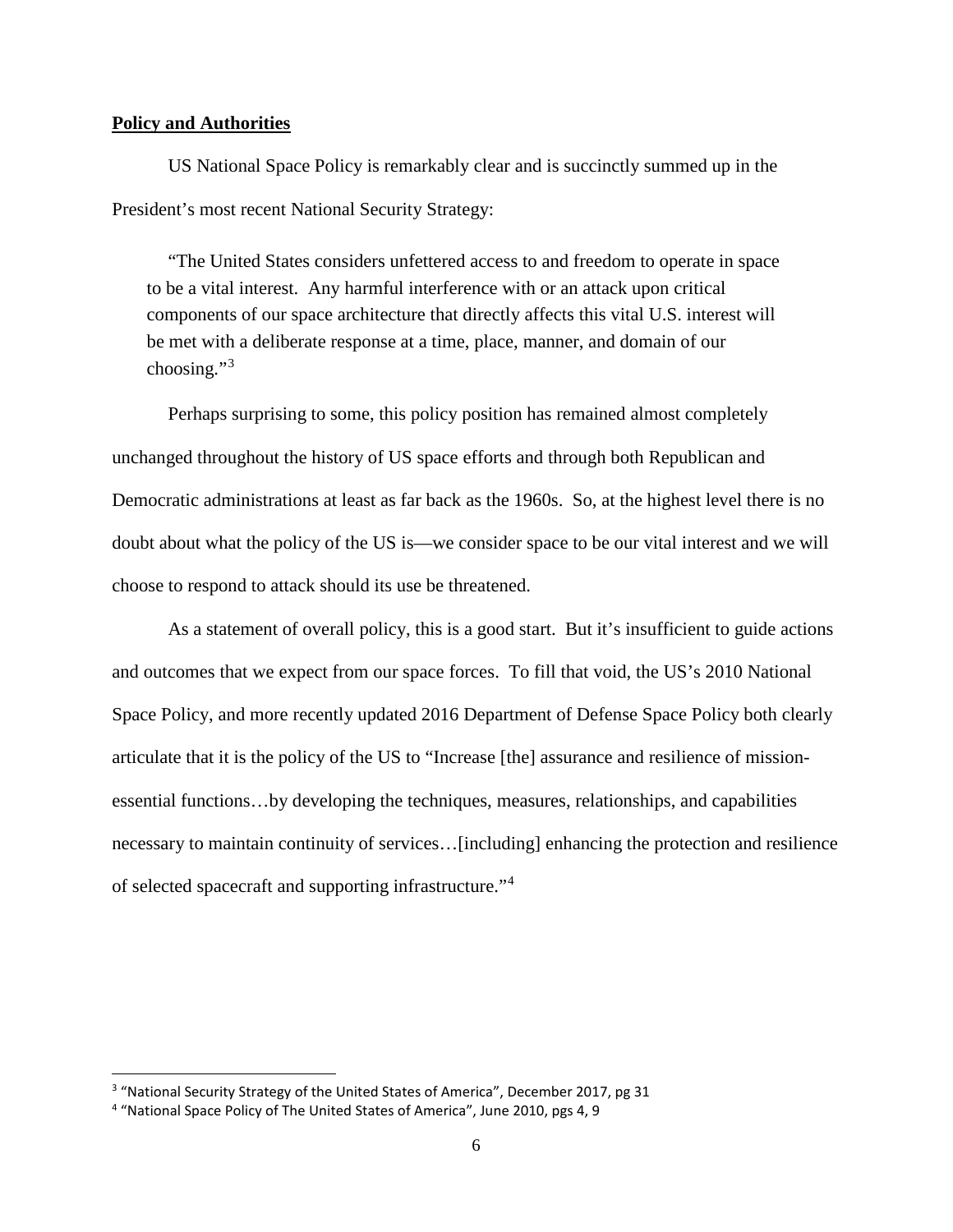**Policy and Authorities**

US National Space Policy is remarkably clear and is succinctly summed up in the President's most recent National Security Strategy:

> "The United States considers unfettered access to and freedom to operate in space to be a vital interest. Any harmful interference with or an attack upon critical components of our space architecture that directly affects this vital U.S. interest will be met with a deliberate response at a time, place, manner, and domain of our choosing."[3]

Perhaps surprising to some, this policy position has remained almost completely unchanged throughout the history of US space efforts and through both Republican and Democratic administrations at least as far back as the 1960s. So, at the highest level there is no doubt about what the policy of the US is—we consider space to be our vital interest and we will choose to respond to attack should its use be threatened.

As a statement of overall policy, this is a good start. But it's insufficient to guide actions and outcomes that we expect from our space forces. To fill that void, the US's 2010 National Space Policy, and more recently updated 2016 Department of Defense Space Policy both clearly articulate that it is the policy of the US to "Increase [the] assurance and resilience of mission-essential functions…by developing the techniques, measures, relationships, and capabilities necessary to maintain continuity of services…[including] enhancing the protection and resilience of selected spacecraft and supporting infrastructure."[4]

---

[3] "National Security Strategy of the United States of America", December 2017, pg 31

[4] "National Space Policy of The United States of America", June 2010, pgs 4, 9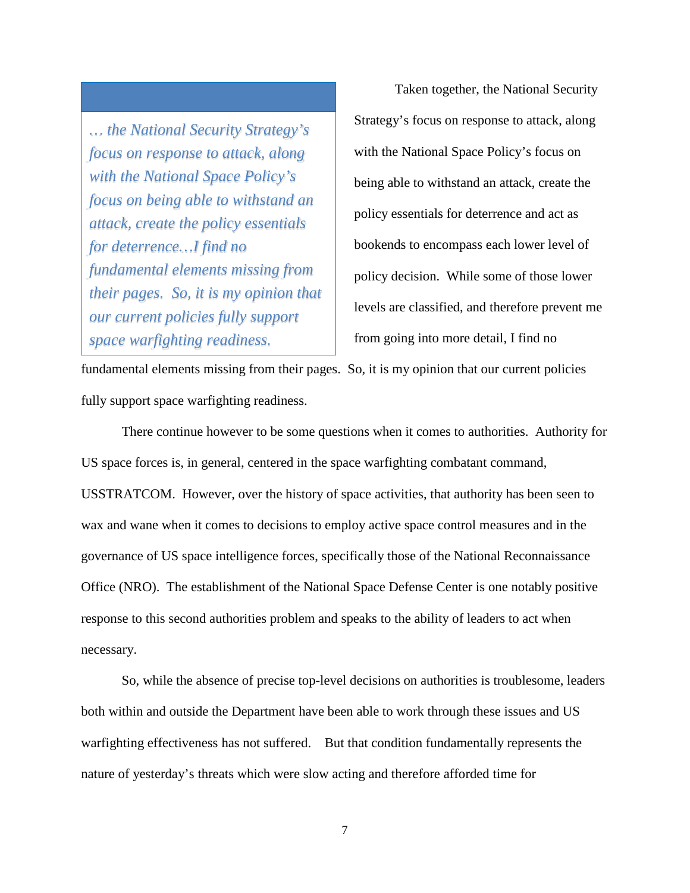> *… the National Security Strategy's focus on response to attack, along with the National Space Policy's focus on being able to withstand an attack, create the policy essentials for deterrence…I find no fundamental elements missing from their pages. So, it is my opinion that our current policies fully support space warfighting readiness.*

Taken together, the National Security Strategy's focus on response to attack, along with the National Space Policy's focus on being able to withstand an attack, create the policy essentials for deterrence and act as bookends to encompass each lower level of policy decision. While some of those lower levels are classified, and therefore prevent me from going into more detail, I find no fundamental elements missing from their pages. So, it is my opinion that our current policies fully support space warfighting readiness.

There continue however to be some questions when it comes to authorities. Authority for US space forces is, in general, centered in the space warfighting combatant command, USSTRATCOM. However, over the history of space activities, that authority has been seen to wax and wane when it comes to decisions to employ active space control measures and in the governance of US space intelligence forces, specifically those of the National Reconnaissance Office (NRO). The establishment of the National Space Defense Center is one notably positive response to this second authorities problem and speaks to the ability of leaders to act when necessary.

So, while the absence of precise top-level decisions on authorities is troublesome, leaders both within and outside the Department have been able to work through these issues and US warfighting effectiveness has not suffered. But that condition fundamentally represents the nature of yesterday's threats which were slow acting and therefore afforded time for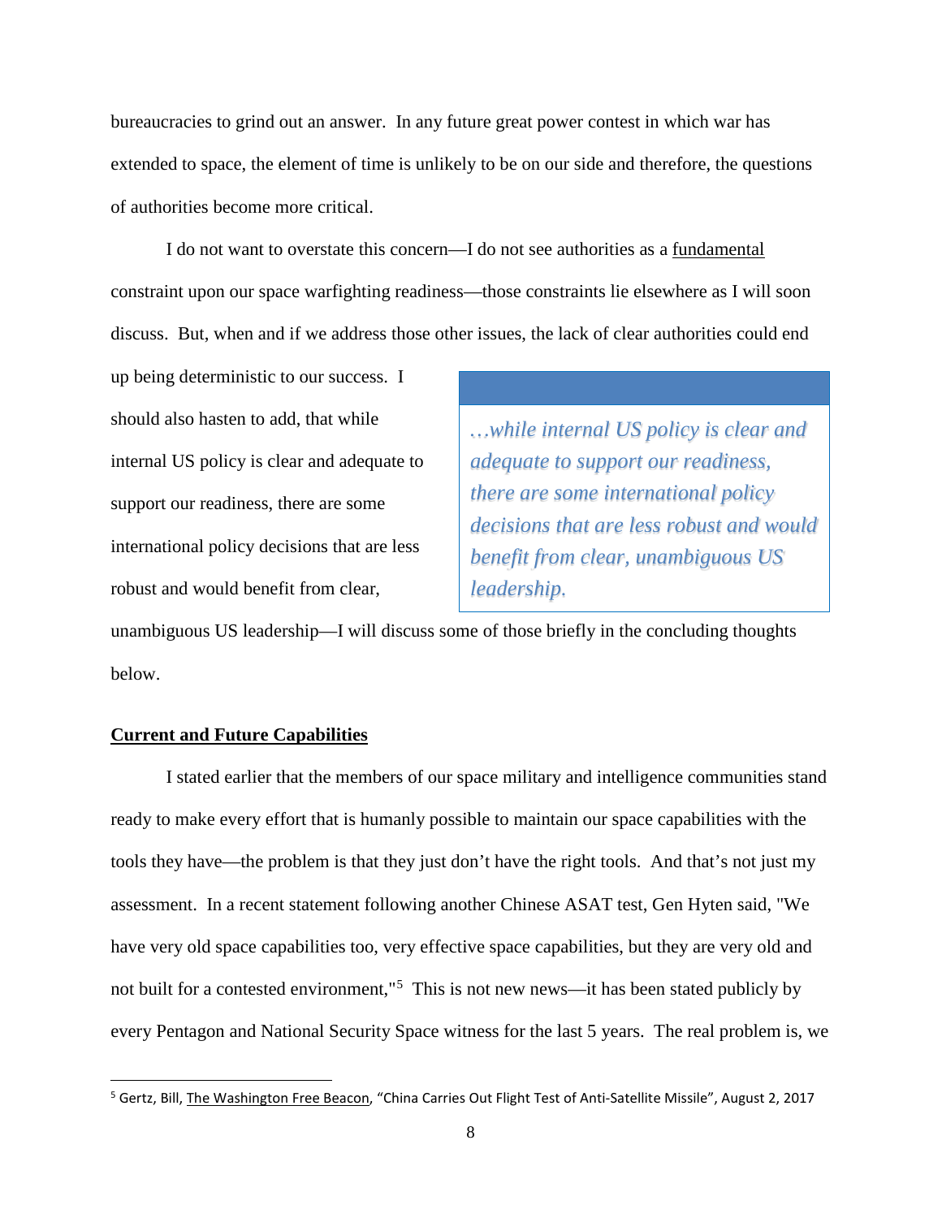bureaucracies to grind out an answer. In any future great power contest in which war has extended to space, the element of time is unlikely to be on our side and therefore, the questions of authorities become more critical.

I do not want to overstate this concern—I do not see authorities as a fundamental constraint upon our space warfighting readiness—those constraints lie elsewhere as I will soon discuss. But, when and if we address those other issues, the lack of clear authorities could end up being deterministic to our success. I should also hasten to add, that while internal US policy is clear and adequate to support our readiness, there are some international policy decisions that are less robust and would benefit from clear, unambiguous US leadership—I will discuss some of those briefly in the concluding thoughts below.

> *…while internal US policy is clear and adequate to support our readiness, there are some international policy decisions that are less robust and would benefit from clear, unambiguous US leadership.*

## Current and Future Capabilities

I stated earlier that the members of our space military and intelligence communities stand ready to make every effort that is humanly possible to maintain our space capabilities with the tools they have—the problem is that they just don't have the right tools. And that's not just my assessment. In a recent statement following another Chinese ASAT test, Gen Hyten said, "We have very old space capabilities too, very effective space capabilities, but they are very old and not built for a contested environment,"[5] This is not new news—it has been stated publicly by every Pentagon and National Security Space witness for the last 5 years. The real problem is, we

[5] Gertz, Bill, The Washington Free Beacon, "China Carries Out Flight Test of Anti-Satellite Missile", August 2, 2017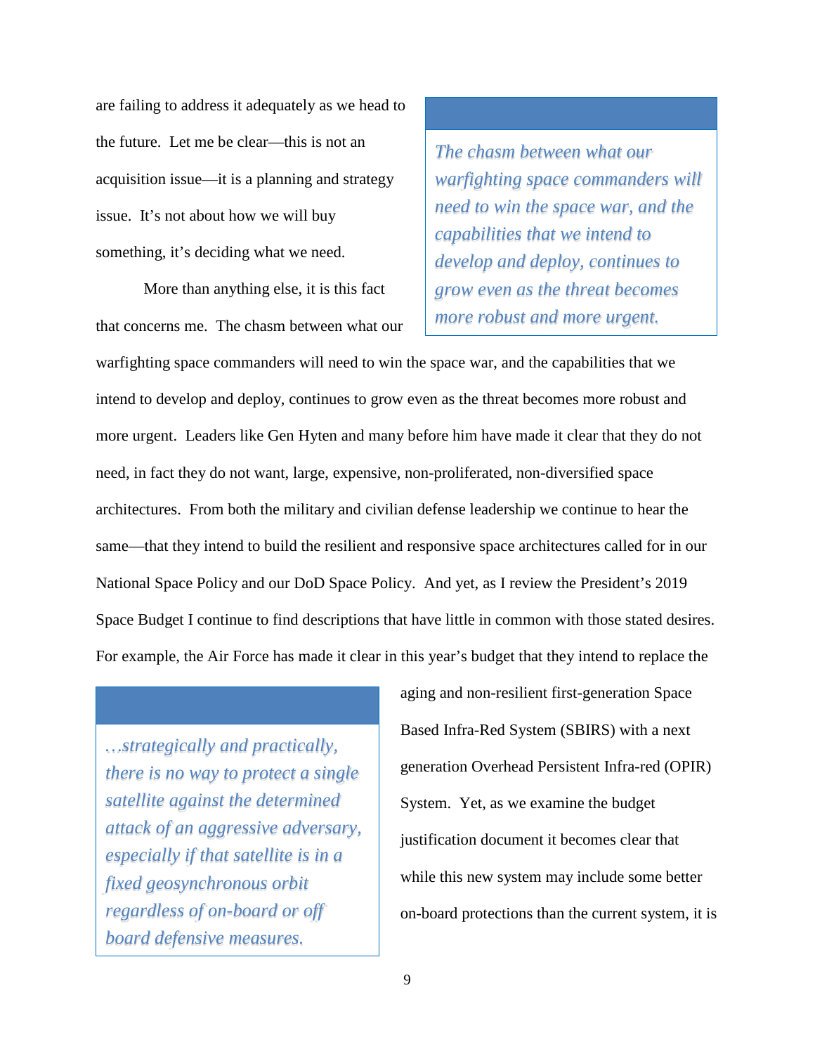are failing to address it adequately as we head to the future. Let me be clear—this is not an acquisition issue—it is a planning and strategy issue. It's not about how we will buy something, it's deciding what we need.

> *The chasm between what our warfighting space commanders will need to win the space war, and the capabilities that we intend to develop and deploy, continues to grow even as the threat becomes more robust and more urgent.*

More than anything else, it is this fact that concerns me. The chasm between what our warfighting space commanders will need to win the space war, and the capabilities that we intend to develop and deploy, continues to grow even as the threat becomes more robust and more urgent. Leaders like Gen Hyten and many before him have made it clear that they do not need, in fact they do not want, large, expensive, non-proliferated, non-diversified space architectures. From both the military and civilian defense leadership we continue to hear the same—that they intend to build the resilient and responsive space architectures called for in our National Space Policy and our DoD Space Policy. And yet, as I review the President's 2019 Space Budget I continue to find descriptions that have little in common with those stated desires. For example, the Air Force has made it clear in this year's budget that they intend to replace the aging and non-resilient first-generation Space Based Infra-Red System (SBIRS) with a next generation Overhead Persistent Infra-red (OPIR) System. Yet, as we examine the budget justification document it becomes clear that while this new system may include some better on-board protections than the current system, it is

> *…strategically and practically, there is no way to protect a single satellite against the determined attack of an aggressive adversary, especially if that satellite is in a fixed geosynchronous orbit regardless of on-board or off board defensive measures.*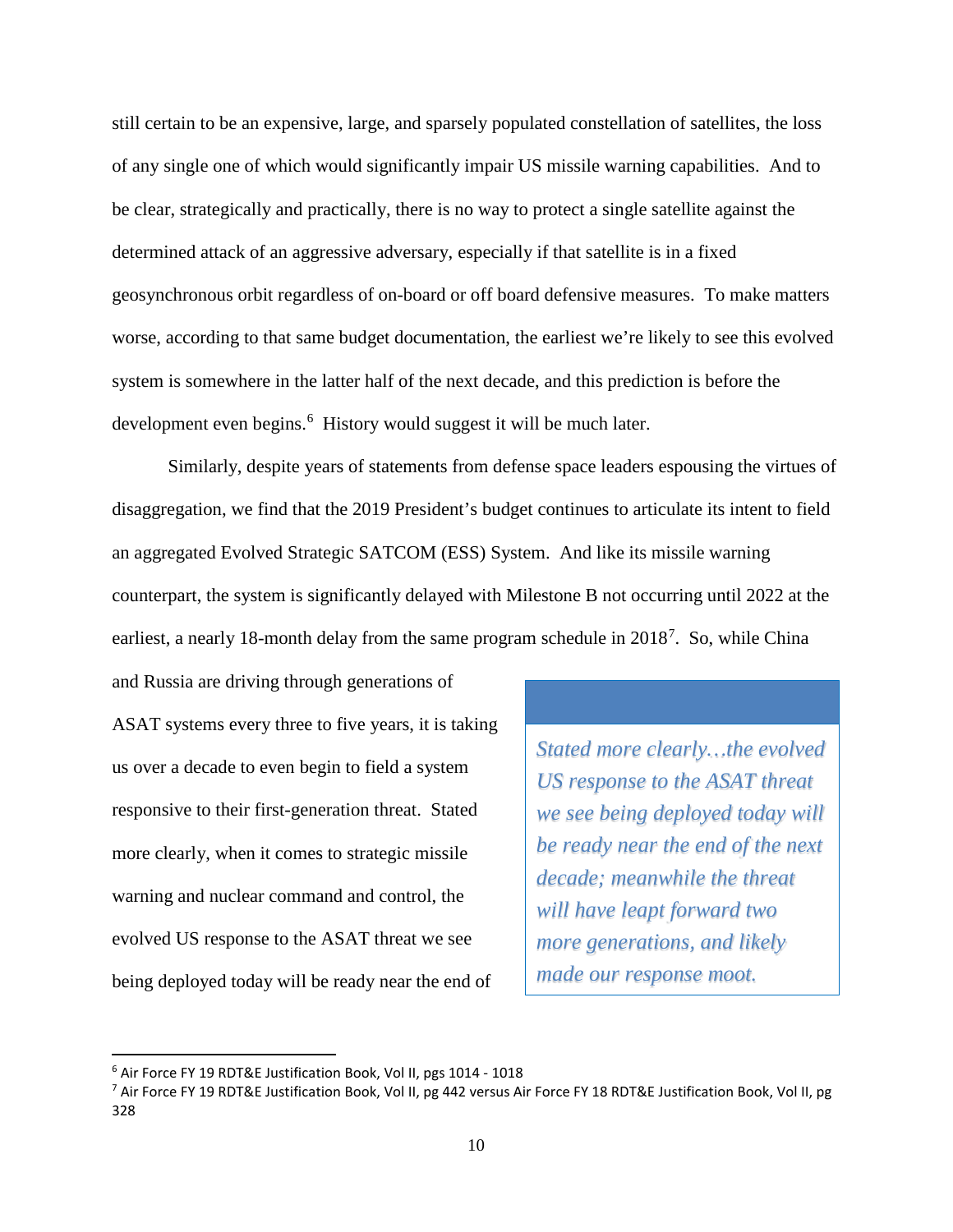still certain to be an expensive, large, and sparsely populated constellation of satellites, the loss of any single one of which would significantly impair US missile warning capabilities. And to be clear, strategically and practically, there is no way to protect a single satellite against the determined attack of an aggressive adversary, especially if that satellite is in a fixed geosynchronous orbit regardless of on-board or off board defensive measures. To make matters worse, according to that same budget documentation, the earliest we're likely to see this evolved system is somewhere in the latter half of the next decade, and this prediction is before the development even begins.[6] History would suggest it will be much later.

Similarly, despite years of statements from defense space leaders espousing the virtues of disaggregation, we find that the 2019 President's budget continues to articulate its intent to field an aggregated Evolved Strategic SATCOM (ESS) System. And like its missile warning counterpart, the system is significantly delayed with Milestone B not occurring until 2022 at the earliest, a nearly 18-month delay from the same program schedule in 2018[7]. So, while China and Russia are driving through generations of ASAT systems every three to five years, it is taking us over a decade to even begin to field a system responsive to their first-generation threat. Stated more clearly, when it comes to strategic missile warning and nuclear command and control, the evolved US response to the ASAT threat we see being deployed today will be ready near the end of

> *Stated more clearly…the evolved US response to the ASAT threat we see being deployed today will be ready near the end of the next decade; meanwhile the threat will have leapt forward two more generations, and likely made our response moot.*

---

[6] Air Force FY 19 RDT&E Justification Book, Vol II, pgs 1014 - 1018

[7] Air Force FY 19 RDT&E Justification Book, Vol II, pg 442 versus Air Force FY 18 RDT&E Justification Book, Vol II, pg 328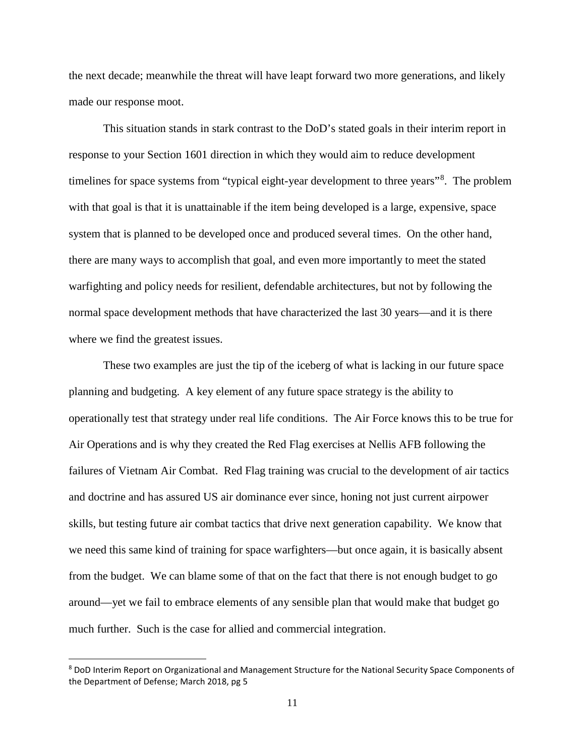the next decade; meanwhile the threat will have leapt forward two more generations, and likely made our response moot.

This situation stands in stark contrast to the DoD's stated goals in their interim report in response to your Section 1601 direction in which they would aim to reduce development timelines for space systems from "typical eight-year development to three years"[8]. The problem with that goal is that it is unattainable if the item being developed is a large, expensive, space system that is planned to be developed once and produced several times. On the other hand, there are many ways to accomplish that goal, and even more importantly to meet the stated warfighting and policy needs for resilient, defendable architectures, but not by following the normal space development methods that have characterized the last 30 years—and it is there where we find the greatest issues.

These two examples are just the tip of the iceberg of what is lacking in our future space planning and budgeting. A key element of any future space strategy is the ability to operationally test that strategy under real life conditions. The Air Force knows this to be true for Air Operations and is why they created the Red Flag exercises at Nellis AFB following the failures of Vietnam Air Combat. Red Flag training was crucial to the development of air tactics and doctrine and has assured US air dominance ever since, honing not just current airpower skills, but testing future air combat tactics that drive next generation capability. We know that we need this same kind of training for space warfighters—but once again, it is basically absent from the budget. We can blame some of that on the fact that there is not enough budget to go around—yet we fail to embrace elements of any sensible plan that would make that budget go much further. Such is the case for allied and commercial integration.

---

[8] DoD Interim Report on Organizational and Management Structure for the National Security Space Components of the Department of Defense; March 2018, pg 5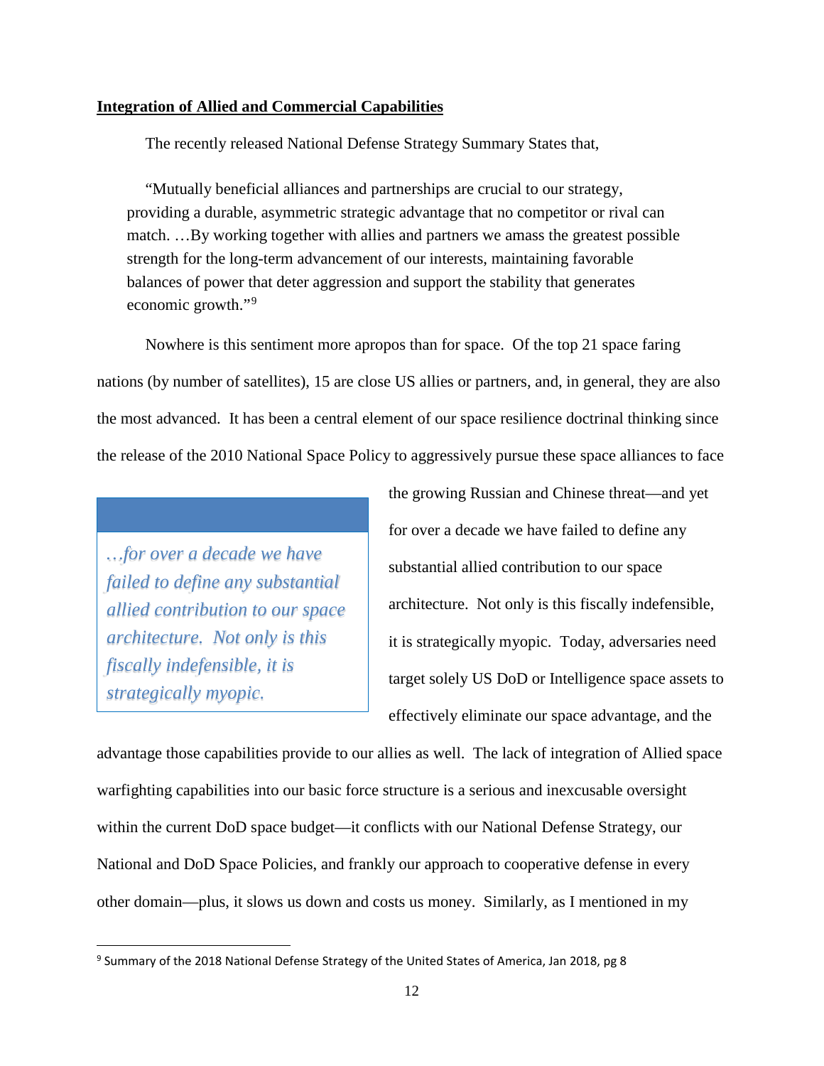**Integration of Allied and Commercial Capabilities**

The recently released National Defense Strategy Summary States that,

> "Mutually beneficial alliances and partnerships are crucial to our strategy, providing a durable, asymmetric strategic advantage that no competitor or rival can match. …By working together with allies and partners we amass the greatest possible strength for the long-term advancement of our interests, maintaining favorable balances of power that deter aggression and support the stability that generates economic growth."[9]

Nowhere is this sentiment more apropos than for space. Of the top 21 space faring nations (by number of satellites), 15 are close US allies or partners, and, in general, they are also the most advanced. It has been a central element of our space resilience doctrinal thinking since the release of the 2010 National Space Policy to aggressively pursue these space alliances to face the growing Russian and Chinese threat—and yet for over a decade we have failed to define any substantial allied contribution to our space architecture. Not only is this fiscally indefensible, it is strategically myopic. Today, adversaries need target solely US DoD or Intelligence space assets to effectively eliminate our space advantage, and the advantage those capabilities provide to our allies as well. The lack of integration of Allied space warfighting capabilities into our basic force structure is a serious and inexcusable oversight within the current DoD space budget—it conflicts with our National Defense Strategy, our National and DoD Space Policies, and frankly our approach to cooperative defense in every other domain—plus, it slows us down and costs us money. Similarly, as I mentioned in my

> *…for over a decade we have failed to define any substantial allied contribution to our space architecture. Not only is this fiscally indefensible, it is strategically myopic.*

[9] Summary of the 2018 National Defense Strategy of the United States of America, Jan 2018, pg 8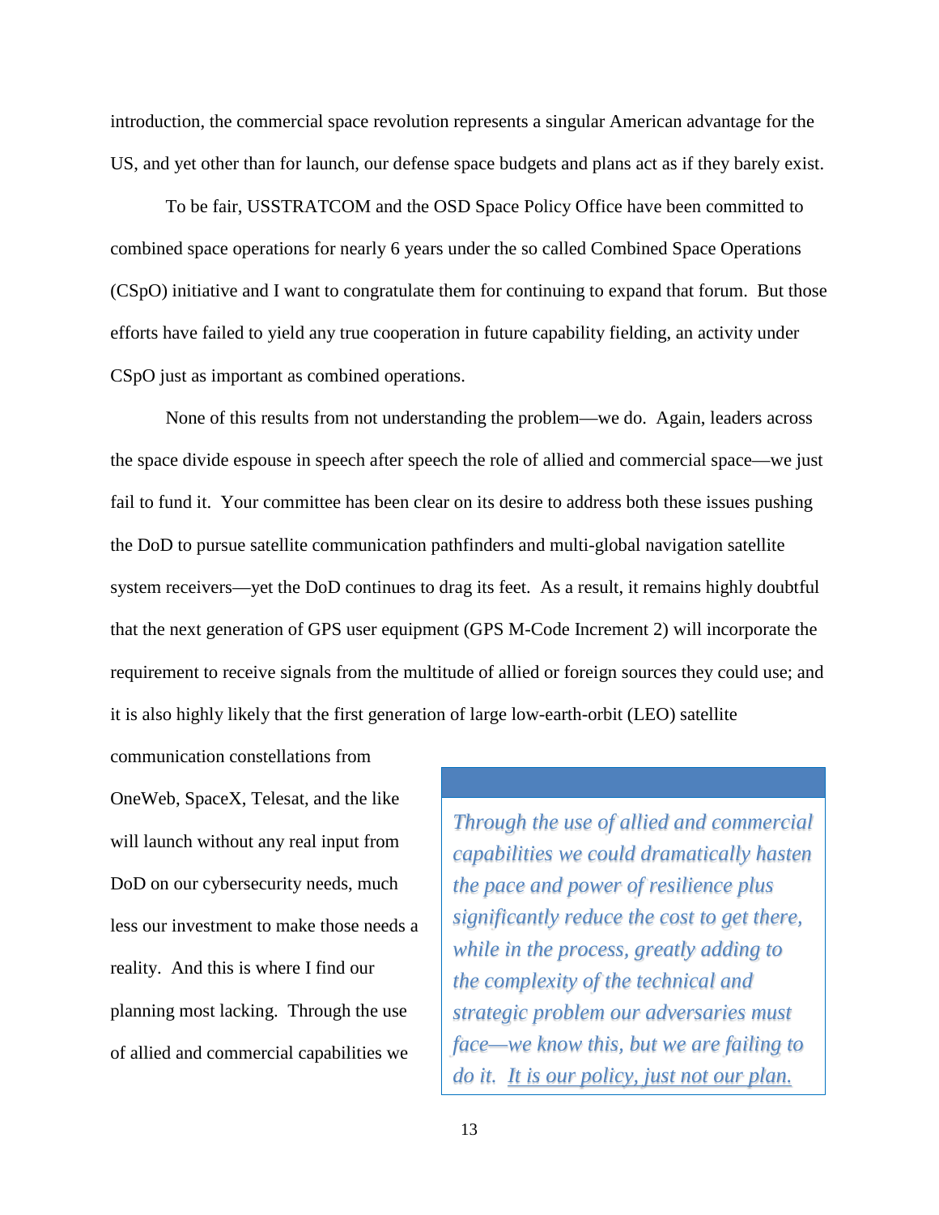introduction, the commercial space revolution represents a singular American advantage for the US, and yet other than for launch, our defense space budgets and plans act as if they barely exist.

To be fair, USSTRATCOM and the OSD Space Policy Office have been committed to combined space operations for nearly 6 years under the so called Combined Space Operations (CSpO) initiative and I want to congratulate them for continuing to expand that forum. But those efforts have failed to yield any true cooperation in future capability fielding, an activity under CSpO just as important as combined operations.

None of this results from not understanding the problem—we do. Again, leaders across the space divide espouse in speech after speech the role of allied and commercial space—we just fail to fund it. Your committee has been clear on its desire to address both these issues pushing the DoD to pursue satellite communication pathfinders and multi-global navigation satellite system receivers—yet the DoD continues to drag its feet. As a result, it remains highly doubtful that the next generation of GPS user equipment (GPS M-Code Increment 2) will incorporate the requirement to receive signals from the multitude of allied or foreign sources they could use; and it is also highly likely that the first generation of large low-earth-orbit (LEO) satellite communication constellations from OneWeb, SpaceX, Telesat, and the like will launch without any real input from DoD on our cybersecurity needs, much less our investment to make those needs a reality. And this is where I find our planning most lacking. Through the use of allied and commercial capabilities we

> *Through the use of allied and commercial capabilities we could dramatically hasten the pace and power of resilience plus significantly reduce the cost to get there, while in the process, greatly adding to the complexity of the technical and strategic problem our adversaries must face—we know this, but we are failing to do it. It is our policy, just not our plan.*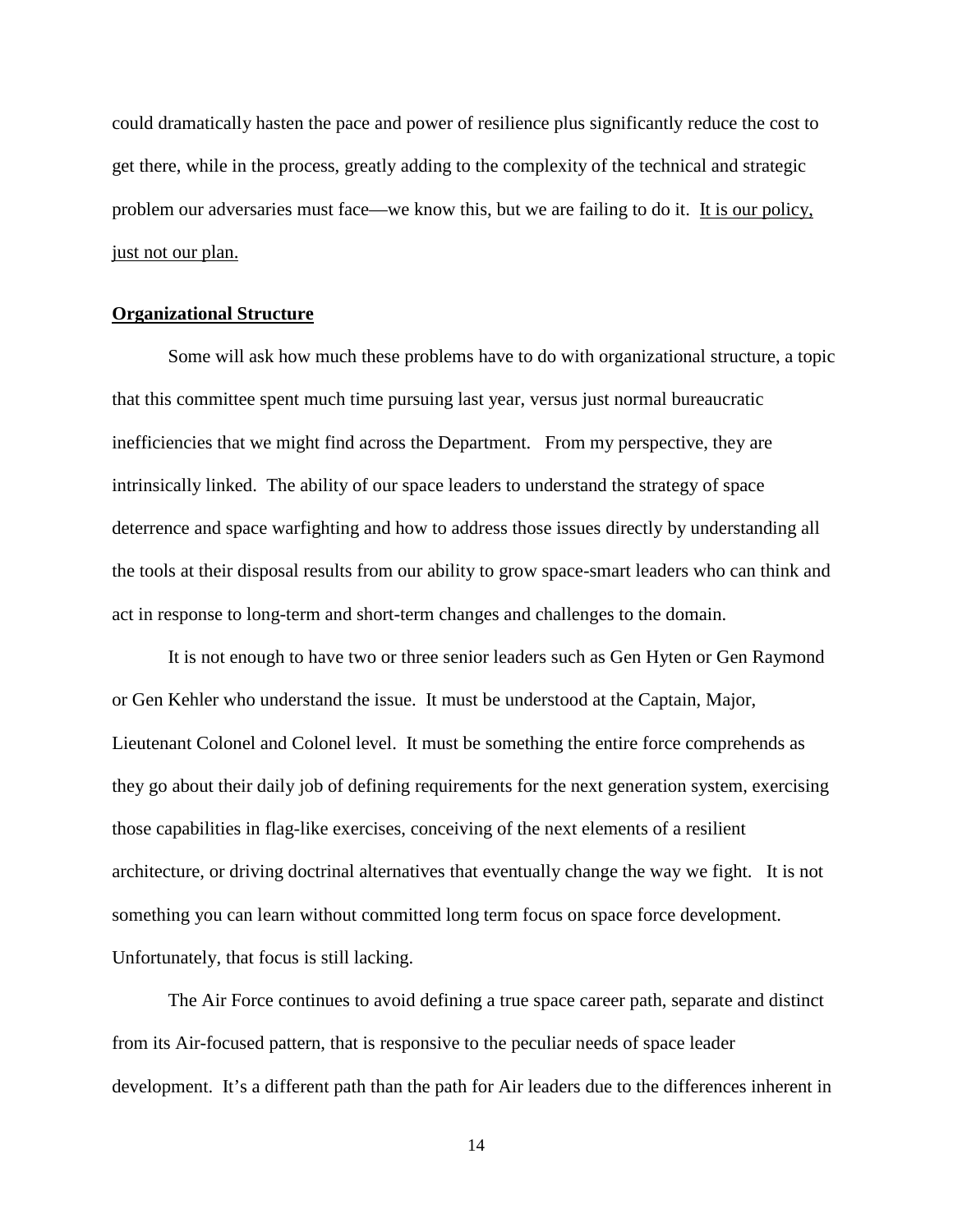could dramatically hasten the pace and power of resilience plus significantly reduce the cost to get there, while in the process, greatly adding to the complexity of the technical and strategic problem our adversaries must face—we know this, but we are failing to do it. <u>It is our policy, just not our plan.</u>

**<u>Organizational Structure</u>**

Some will ask how much these problems have to do with organizational structure, a topic that this committee spent much time pursuing last year, versus just normal bureaucratic inefficiencies that we might find across the Department. From my perspective, they are intrinsically linked. The ability of our space leaders to understand the strategy of space deterrence and space warfighting and how to address those issues directly by understanding all the tools at their disposal results from our ability to grow space-smart leaders who can think and act in response to long-term and short-term changes and challenges to the domain.

It is not enough to have two or three senior leaders such as Gen Hyten or Gen Raymond or Gen Kehler who understand the issue. It must be understood at the Captain, Major, Lieutenant Colonel and Colonel level. It must be something the entire force comprehends as they go about their daily job of defining requirements for the next generation system, exercising those capabilities in flag-like exercises, conceiving of the next elements of a resilient architecture, or driving doctrinal alternatives that eventually change the way we fight. It is not something you can learn without committed long term focus on space force development. Unfortunately, that focus is still lacking.

The Air Force continues to avoid defining a true space career path, separate and distinct from its Air-focused pattern, that is responsive to the peculiar needs of space leader development. It's a different path than the path for Air leaders due to the differences inherent in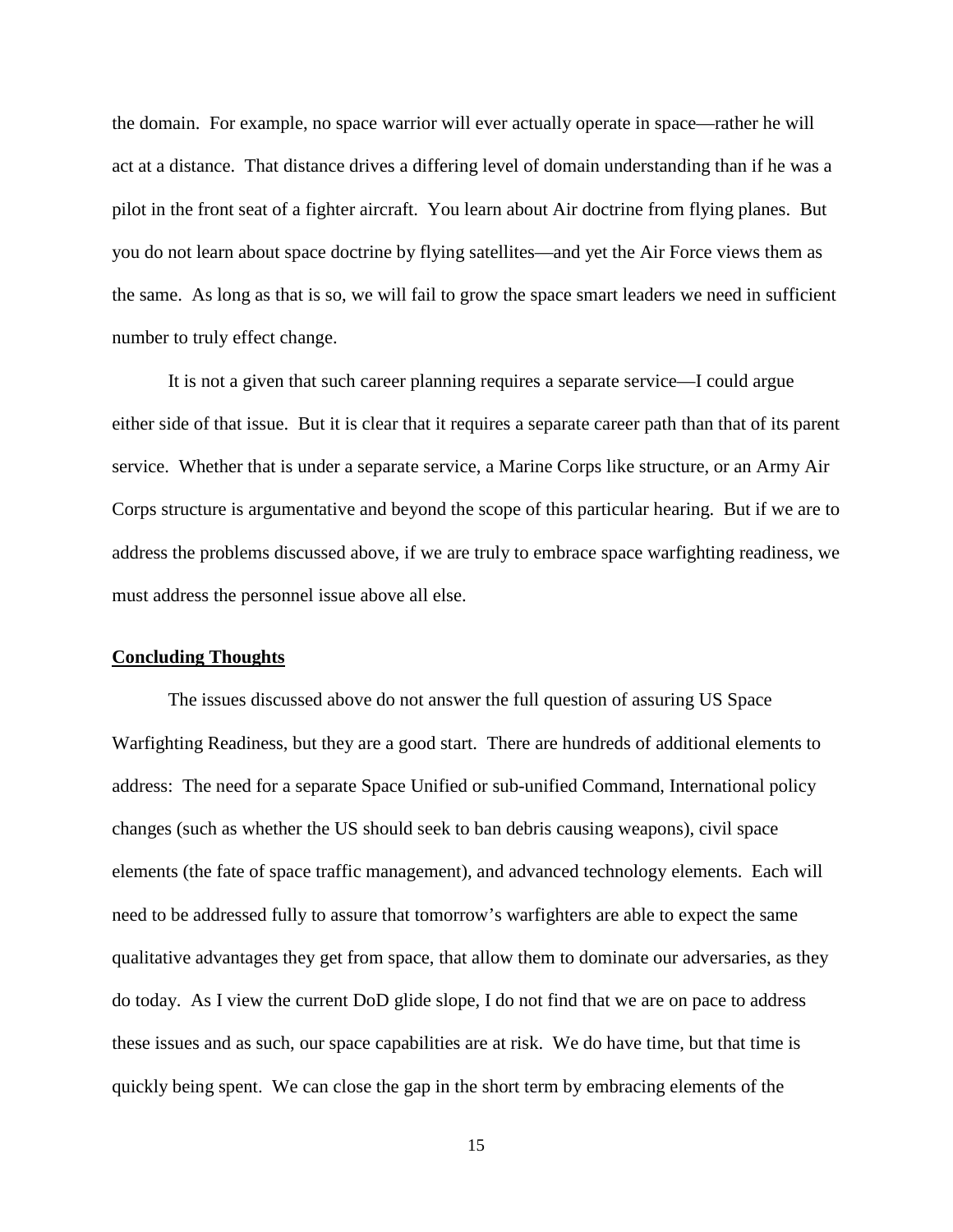the domain. For example, no space warrior will ever actually operate in space—rather he will act at a distance. That distance drives a differing level of domain understanding than if he was a pilot in the front seat of a fighter aircraft. You learn about Air doctrine from flying planes. But you do not learn about space doctrine by flying satellites—and yet the Air Force views them as the same. As long as that is so, we will fail to grow the space smart leaders we need in sufficient number to truly effect change.

It is not a given that such career planning requires a separate service—I could argue either side of that issue. But it is clear that it requires a separate career path than that of its parent service. Whether that is under a separate service, a Marine Corps like structure, or an Army Air Corps structure is argumentative and beyond the scope of this particular hearing. But if we are to address the problems discussed above, if we are truly to embrace space warfighting readiness, we must address the personnel issue above all else.

## Concluding Thoughts

The issues discussed above do not answer the full question of assuring US Space Warfighting Readiness, but they are a good start. There are hundreds of additional elements to address: The need for a separate Space Unified or sub-unified Command, International policy changes (such as whether the US should seek to ban debris causing weapons), civil space elements (the fate of space traffic management), and advanced technology elements. Each will need to be addressed fully to assure that tomorrow's warfighters are able to expect the same qualitative advantages they get from space, that allow them to dominate our adversaries, as they do today. As I view the current DoD glide slope, I do not find that we are on pace to address these issues and as such, our space capabilities are at risk. We do have time, but that time is quickly being spent. We can close the gap in the short term by embracing elements of the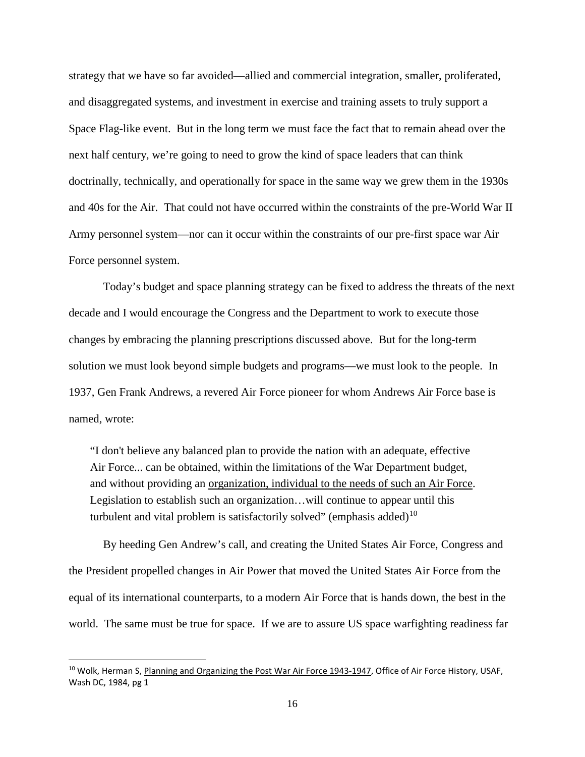strategy that we have so far avoided—allied and commercial integration, smaller, proliferated, and disaggregated systems, and investment in exercise and training assets to truly support a Space Flag-like event. But in the long term we must face the fact that to remain ahead over the next half century, we're going to need to grow the kind of space leaders that can think doctrinally, technically, and operationally for space in the same way we grew them in the 1930s and 40s for the Air. That could not have occurred within the constraints of the pre-World War II Army personnel system—nor can it occur within the constraints of our pre-first space war Air Force personnel system.

Today's budget and space planning strategy can be fixed to address the threats of the next decade and I would encourage the Congress and the Department to work to execute those changes by embracing the planning prescriptions discussed above. But for the long-term solution we must look beyond simple budgets and programs—we must look to the people. In 1937, Gen Frank Andrews, a revered Air Force pioneer for whom Andrews Air Force base is named, wrote:

> "I don't believe any balanced plan to provide the nation with an adequate, effective Air Force... can be obtained, within the limitations of the War Department budget, and without providing an <u>organization, individual to the needs of such an Air Force</u>. Legislation to establish such an organization…will continue to appear until this turbulent and vital problem is satisfactorily solved" (emphasis added)[10]

By heeding Gen Andrew's call, and creating the United States Air Force, Congress and the President propelled changes in Air Power that moved the United States Air Force from the equal of its international counterparts, to a modern Air Force that is hands down, the best in the world. The same must be true for space. If we are to assure US space warfighting readiness far

---

[10] Wolk, Herman S, <u>Planning and Organizing the Post War Air Force 1943-1947</u>, Office of Air Force History, USAF, Wash DC, 1984, pg 1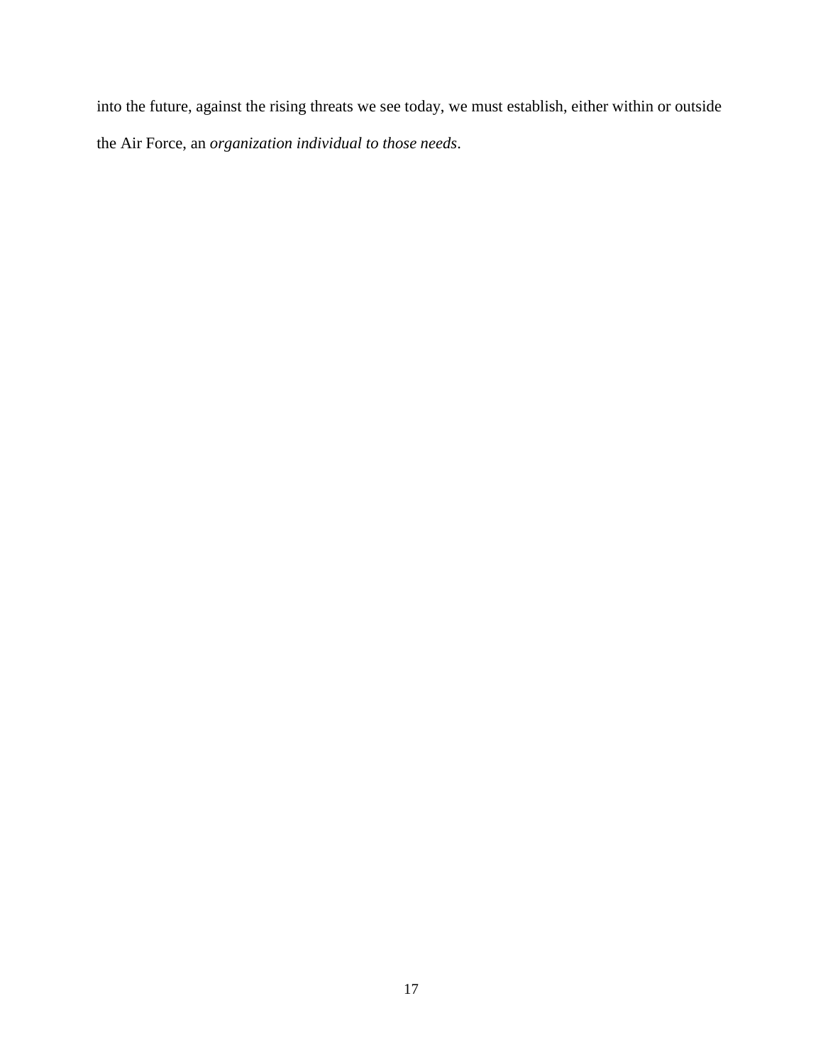into the future, against the rising threats we see today, we must establish, either within or outside the Air Force, an *organization individual to those needs*.